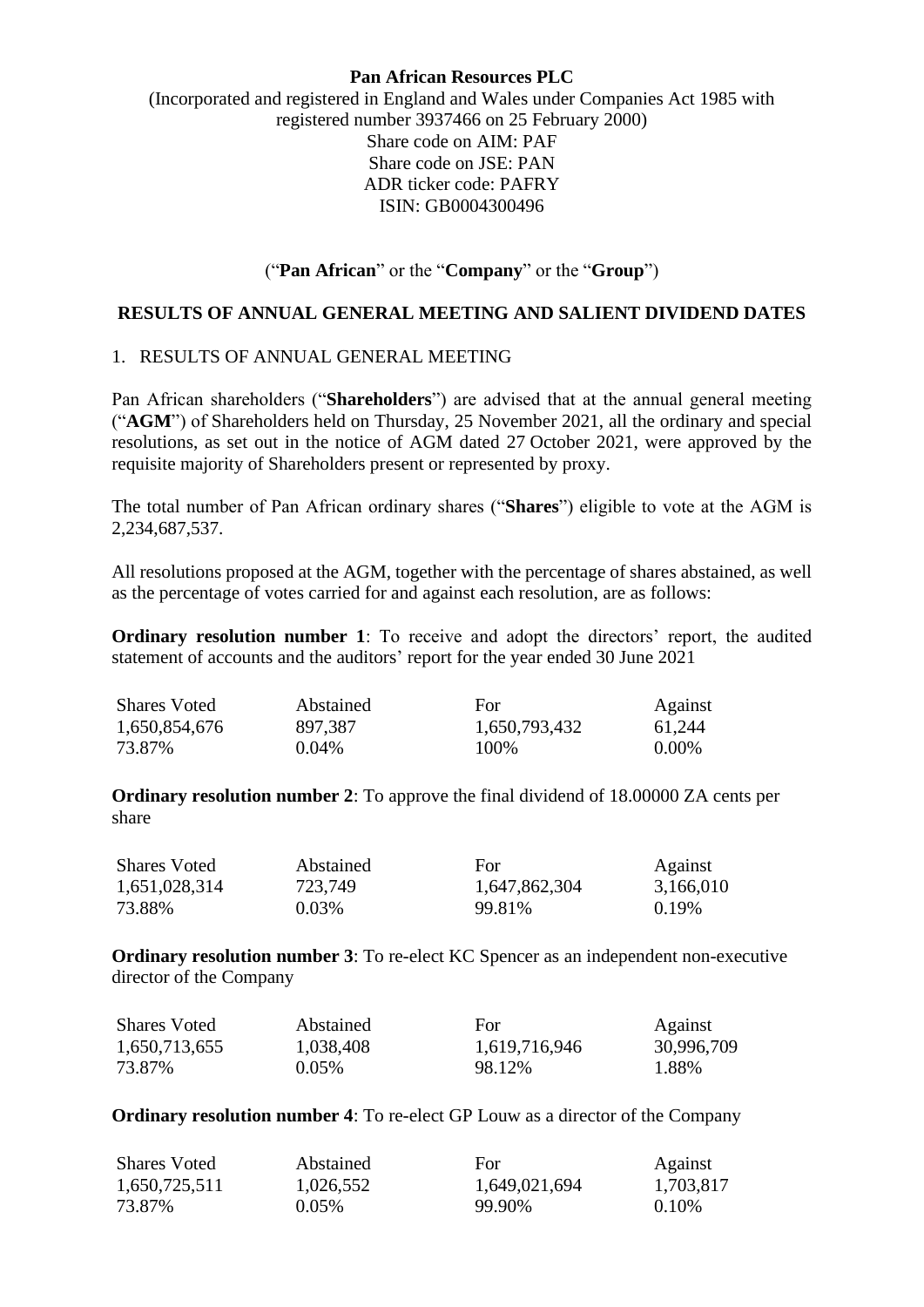**Pan African Resources PLC**

(Incorporated and registered in England and Wales under Companies Act 1985 with registered number 3937466 on 25 February 2000)
Share code on AIM: PAF
Share code on JSE: PAN
ADR ticker code: PAFRY
ISIN: GB0004300496

("**Pan African**" or the "**Company**" or the "**Group**")

## RESULTS OF ANNUAL GENERAL MEETING AND SALIENT DIVIDEND DATES

1. RESULTS OF ANNUAL GENERAL MEETING

Pan African shareholders ("**Shareholders**") are advised that at the annual general meeting ("**AGM**") of Shareholders held on Thursday, 25 November 2021, all the ordinary and special resolutions, as set out in the notice of AGM dated 27 October 2021, were approved by the requisite majority of Shareholders present or represented by proxy.

The total number of Pan African ordinary shares ("**Shares**") eligible to vote at the AGM is 2,234,687,537.

All resolutions proposed at the AGM, together with the percentage of shares abstained, as well as the percentage of votes carried for and against each resolution, are as follows:

**Ordinary resolution number 1**: To receive and adopt the directors' report, the audited statement of accounts and the auditors' report for the year ended 30 June 2021

| Shares Voted | Abstained | For | Against |
|---|---|---|---|
| 1,650,854,676 | 897,387 | 1,650,793,432 | 61,244 |
| 73.87% | 0.04% | 100% | 0.00% |

**Ordinary resolution number 2**: To approve the final dividend of 18.00000 ZA cents per share

| Shares Voted | Abstained | For | Against |
|---|---|---|---|
| 1,651,028,314 | 723,749 | 1,647,862,304 | 3,166,010 |
| 73.88% | 0.03% | 99.81% | 0.19% |

**Ordinary resolution number 3**: To re-elect KC Spencer as an independent non-executive director of the Company

| Shares Voted | Abstained | For | Against |
|---|---|---|---|
| 1,650,713,655 | 1,038,408 | 1,619,716,946 | 30,996,709 |
| 73.87% | 0.05% | 98.12% | 1.88% |

**Ordinary resolution number 4**: To re-elect GP Louw as a director of the Company

| Shares Voted | Abstained | For | Against |
|---|---|---|---|
| 1,650,725,511 | 1,026,552 | 1,649,021,694 | 1,703,817 |
| 73.87% | 0.05% | 99.90% | 0.10% |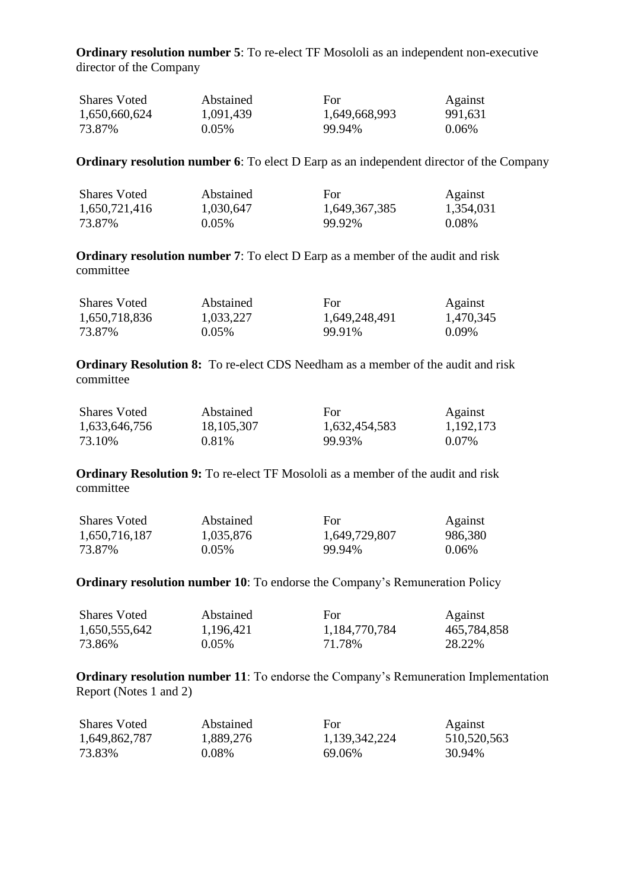**Ordinary resolution number 5**: To re-elect TF Mosololi as an independent non-executive director of the Company

| Shares Voted | Abstained | For | Against |
| --- | --- | --- | --- |
| 1,650,660,624 | 1,091,439 | 1,649,668,993 | 991,631 |
| 73.87% | 0.05% | 99.94% | 0.06% |

**Ordinary resolution number 6**: To elect D Earp as an independent director of the Company

| Shares Voted | Abstained | For | Against |
| --- | --- | --- | --- |
| 1,650,721,416 | 1,030,647 | 1,649,367,385 | 1,354,031 |
| 73.87% | 0.05% | 99.92% | 0.08% |

**Ordinary resolution number 7**: To elect D Earp as a member of the audit and risk committee

| Shares Voted | Abstained | For | Against |
| --- | --- | --- | --- |
| 1,650,718,836 | 1,033,227 | 1,649,248,491 | 1,470,345 |
| 73.87% | 0.05% | 99.91% | 0.09% |

**Ordinary Resolution 8:** To re-elect CDS Needham as a member of the audit and risk committee

| Shares Voted | Abstained | For | Against |
| --- | --- | --- | --- |
| 1,633,646,756 | 18,105,307 | 1,632,454,583 | 1,192,173 |
| 73.10% | 0.81% | 99.93% | 0.07% |

**Ordinary Resolution 9:** To re-elect TF Mosololi as a member of the audit and risk committee

| Shares Voted | Abstained | For | Against |
| --- | --- | --- | --- |
| 1,650,716,187 | 1,035,876 | 1,649,729,807 | 986,380 |
| 73.87% | 0.05% | 99.94% | 0.06% |

**Ordinary resolution number 10**: To endorse the Company's Remuneration Policy

| Shares Voted | Abstained | For | Against |
| --- | --- | --- | --- |
| 1,650,555,642 | 1,196,421 | 1,184,770,784 | 465,784,858 |
| 73.86% | 0.05% | 71.78% | 28.22% |

**Ordinary resolution number 11**: To endorse the Company's Remuneration Implementation Report (Notes 1 and 2)

| Shares Voted | Abstained | For | Against |
| --- | --- | --- | --- |
| 1,649,862,787 | 1,889,276 | 1,139,342,224 | 510,520,563 |
| 73.83% | 0.08% | 69.06% | 30.94% |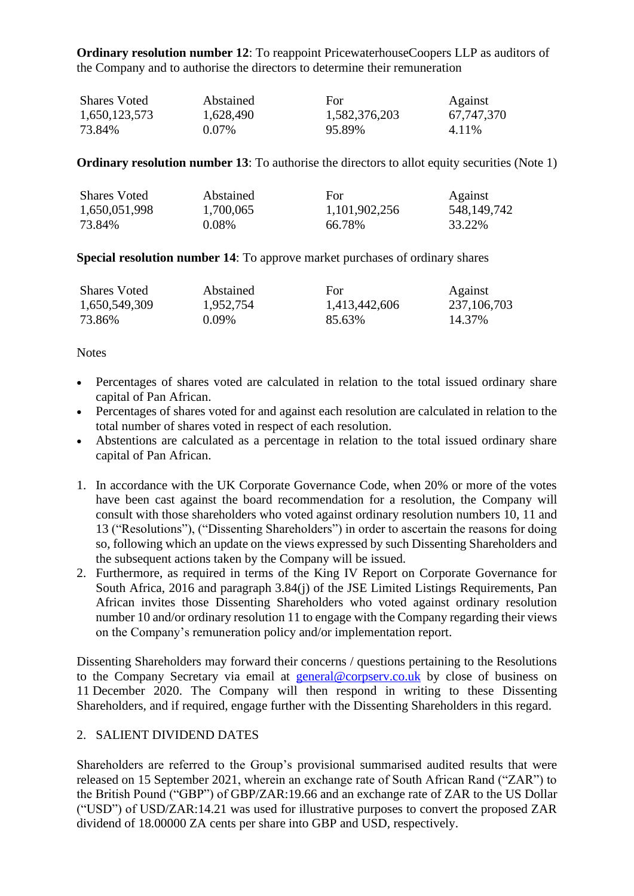**Ordinary resolution number 12**: To reappoint PricewaterhouseCoopers LLP as auditors of the Company and to authorise the directors to determine their remuneration

| Shares Voted | Abstained | For | Against |
|---|---|---|---|
| 1,650,123,573 | 1,628,490 | 1,582,376,203 | 67,747,370 |
| 73.84% | 0.07% | 95.89% | 4.11% |

**Ordinary resolution number 13**: To authorise the directors to allot equity securities (Note 1)

| Shares Voted | Abstained | For | Against |
|---|---|---|---|
| 1,650,051,998 | 1,700,065 | 1,101,902,256 | 548,149,742 |
| 73.84% | 0.08% | 66.78% | 33.22% |

**Special resolution number 14**: To approve market purchases of ordinary shares

| Shares Voted | Abstained | For | Against |
|---|---|---|---|
| 1,650,549,309 | 1,952,754 | 1,413,442,606 | 237,106,703 |
| 73.86% | 0.09% | 85.63% | 14.37% |

Notes

- Percentages of shares voted are calculated in relation to the total issued ordinary share capital of Pan African.
- Percentages of shares voted for and against each resolution are calculated in relation to the total number of shares voted in respect of each resolution.
- Abstentions are calculated as a percentage in relation to the total issued ordinary share capital of Pan African.

1. In accordance with the UK Corporate Governance Code, when 20% or more of the votes have been cast against the board recommendation for a resolution, the Company will consult with those shareholders who voted against ordinary resolution numbers 10, 11 and 13 ("Resolutions"), ("Dissenting Shareholders") in order to ascertain the reasons for doing so, following which an update on the views expressed by such Dissenting Shareholders and the subsequent actions taken by the Company will be issued.
2. Furthermore, as required in terms of the King IV Report on Corporate Governance for South Africa, 2016 and paragraph 3.84(j) of the JSE Limited Listings Requirements, Pan African invites those Dissenting Shareholders who voted against ordinary resolution number 10 and/or ordinary resolution 11 to engage with the Company regarding their views on the Company's remuneration policy and/or implementation report.

Dissenting Shareholders may forward their concerns / questions pertaining to the Resolutions to the Company Secretary via email at general@corpserv.co.uk by close of business on 11 December 2020. The Company will then respond in writing to these Dissenting Shareholders, and if required, engage further with the Dissenting Shareholders in this regard.

## 2. SALIENT DIVIDEND DATES

Shareholders are referred to the Group's provisional summarised audited results that were released on 15 September 2021, wherein an exchange rate of South African Rand ("ZAR") to the British Pound ("GBP") of GBP/ZAR:19.66 and an exchange rate of ZAR to the US Dollar ("USD") of USD/ZAR:14.21 was used for illustrative purposes to convert the proposed ZAR dividend of 18.00000 ZA cents per share into GBP and USD, respectively.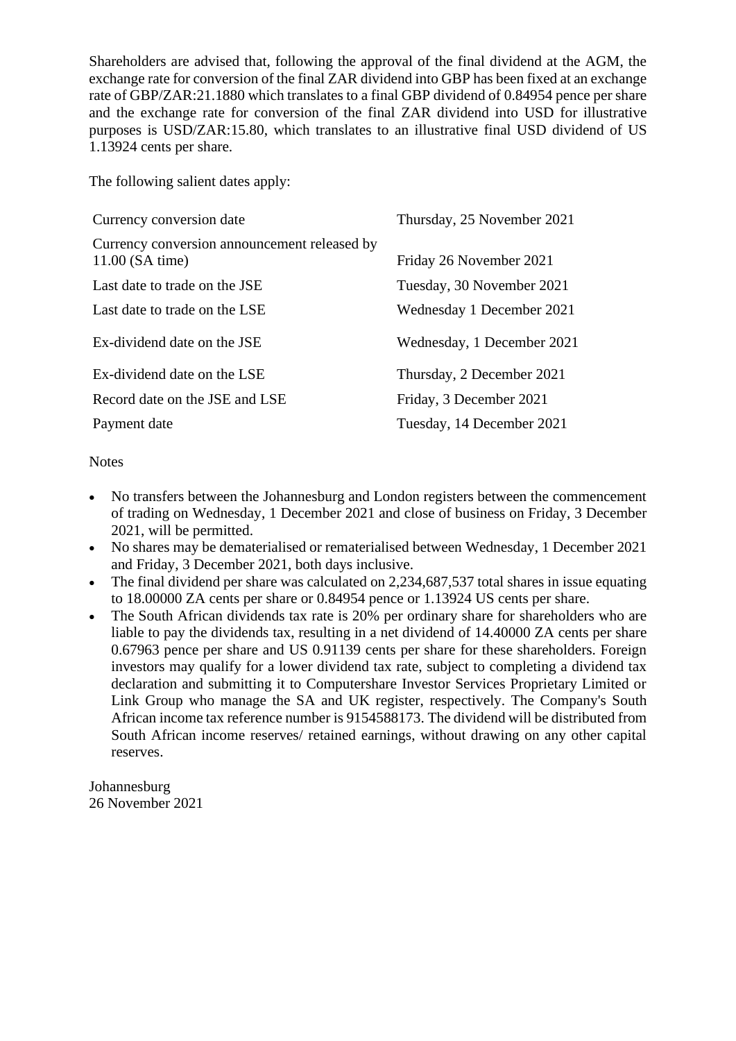Shareholders are advised that, following the approval of the final dividend at the AGM, the exchange rate for conversion of the final ZAR dividend into GBP has been fixed at an exchange rate of GBP/ZAR:21.1880 which translates to a final GBP dividend of 0.84954 pence per share and the exchange rate for conversion of the final ZAR dividend into USD for illustrative purposes is USD/ZAR:15.80, which translates to an illustrative final USD dividend of US 1.13924 cents per share.

The following salient dates apply:

| | |
|---|---|
| Currency conversion date | Thursday, 25 November 2021 |
| Currency conversion announcement released by 11.00 (SA time) | Friday 26 November 2021 |
| Last date to trade on the JSE | Tuesday, 30 November 2021 |
| Last date to trade on the LSE | Wednesday 1 December 2021 |
| Ex-dividend date on the JSE | Wednesday, 1 December 2021 |
| Ex-dividend date on the LSE | Thursday, 2 December 2021 |
| Record date on the JSE and LSE | Friday, 3 December 2021 |
| Payment date | Tuesday, 14 December 2021 |

Notes

- No transfers between the Johannesburg and London registers between the commencement of trading on Wednesday, 1 December 2021 and close of business on Friday, 3 December 2021, will be permitted.
- No shares may be dematerialised or rematerialised between Wednesday, 1 December 2021 and Friday, 3 December 2021, both days inclusive.
- The final dividend per share was calculated on 2,234,687,537 total shares in issue equating to 18.00000 ZA cents per share or 0.84954 pence or 1.13924 US cents per share.
- The South African dividends tax rate is 20% per ordinary share for shareholders who are liable to pay the dividends tax, resulting in a net dividend of 14.40000 ZA cents per share 0.67963 pence per share and US 0.91139 cents per share for these shareholders. Foreign investors may qualify for a lower dividend tax rate, subject to completing a dividend tax declaration and submitting it to Computershare Investor Services Proprietary Limited or Link Group who manage the SA and UK register, respectively. The Company's South African income tax reference number is 9154588173. The dividend will be distributed from South African income reserves/ retained earnings, without drawing on any other capital reserves.

Johannesburg
26 November 2021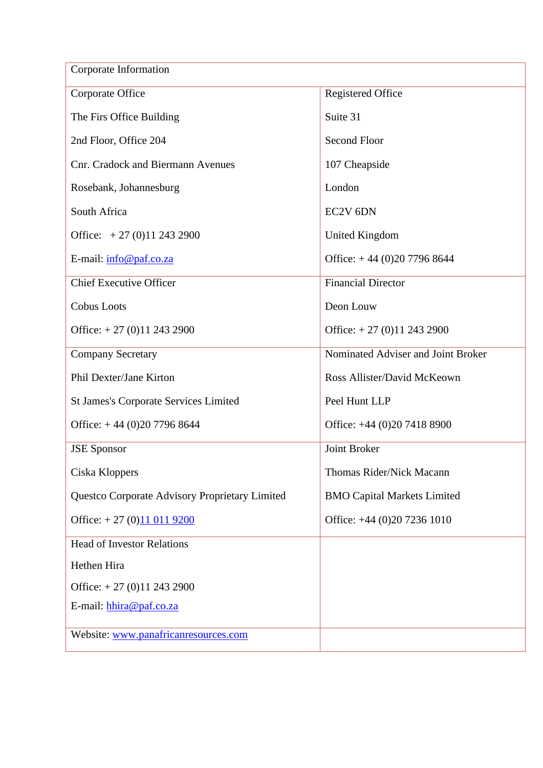| Corporate Information | |
|---|---|
| Corporate Office<br><br>The Firs Office Building<br><br>2nd Floor, Office 204<br><br>Cnr. Cradock and Biermann Avenues<br><br>Rosebank, Johannesburg<br><br>South Africa<br><br>Office: + 27 (0)11 243 2900<br><br>E-mail: info@paf.co.za | Registered Office<br><br>Suite 31<br><br>Second Floor<br><br>107 Cheapside<br><br>London<br><br>EC2V 6DN<br><br>United Kingdom<br><br>Office: + 44 (0)20 7796 8644 |
| Chief Executive Officer<br><br>Cobus Loots<br><br>Office: + 27 (0)11 243 2900 | Financial Director<br><br>Deon Louw<br><br>Office: + 27 (0)11 243 2900 |
| Company Secretary<br><br>Phil Dexter/Jane Kirton<br><br>St James's Corporate Services Limited<br><br>Office: + 44 (0)20 7796 8644 | Nominated Adviser and Joint Broker<br><br>Ross Allister/David McKeown<br><br>Peel Hunt LLP<br><br>Office: +44 (0)20 7418 8900 |
| JSE Sponsor<br><br>Ciska Kloppers<br><br>Questco Corporate Advisory Proprietary Limited<br><br>Office: + 27 (0)11 011 9200 | Joint Broker<br><br>Thomas Rider/Nick Macann<br><br>BMO Capital Markets Limited<br><br>Office: +44 (0)20 7236 1010 |
| Head of Investor Relations<br><br>Hethen Hira<br><br>Office: + 27 (0)11 243 2900<br><br>E-mail: hhira@paf.co.za | |
| Website: www.panafricanresources.com | |